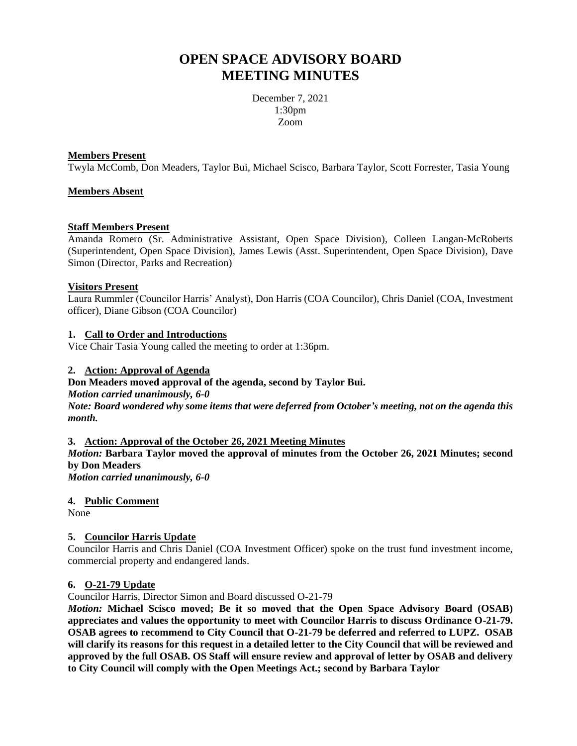# OPEN SPACE ADVISORY BOARD MEETING MINUTES

December 7, 2021
1:30pm
Zoom

**Members Present**

Twyla McComb, Don Meaders, Taylor Bui, Michael Scisco, Barbara Taylor, Scott Forrester, Tasia Young

**Members Absent**

**Staff Members Present**

Amanda Romero (Sr. Administrative Assistant, Open Space Division), Colleen Langan-McRoberts (Superintendent, Open Space Division), James Lewis (Asst. Superintendent, Open Space Division), Dave Simon (Director, Parks and Recreation)

**Visitors Present**

Laura Rummler (Councilor Harris' Analyst), Don Harris (COA Councilor), Chris Daniel (COA, Investment officer), Diane Gibson (COA Councilor)

**1. Call to Order and Introductions**

Vice Chair Tasia Young called the meeting to order at 1:36pm.

**2. Action: Approval of Agenda**

**Don Meaders moved approval of the agenda, second by Taylor Bui.**

***Motion carried unanimously, 6-0***

***Note: Board wondered why some items that were deferred from October's meeting, not on the agenda this month.***

**3. Action: Approval of the October 26, 2021 Meeting Minutes**

***Motion:*** **Barbara Taylor moved the approval of minutes from the October 26, 2021 Minutes; second by Don Meaders**

***Motion carried unanimously, 6-0***

**4. Public Comment**

None

**5. Councilor Harris Update**

Councilor Harris and Chris Daniel (COA Investment Officer) spoke on the trust fund investment income, commercial property and endangered lands.

**6. O-21-79 Update**

Councilor Harris, Director Simon and Board discussed O-21-79

***Motion:*** **Michael Scisco moved; Be it so moved that the Open Space Advisory Board (OSAB) appreciates and values the opportunity to meet with Councilor Harris to discuss Ordinance O-21-79. OSAB agrees to recommend to City Council that O-21-79 be deferred and referred to LUPZ. OSAB will clarify its reasons for this request in a detailed letter to the City Council that will be reviewed and approved by the full OSAB. OS Staff will ensure review and approval of letter by OSAB and delivery to City Council will comply with the Open Meetings Act.; second by Barbara Taylor**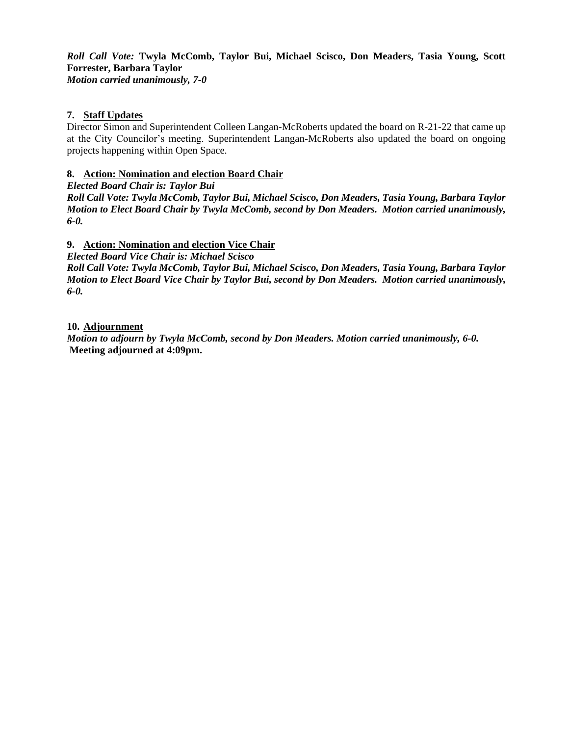***Roll Call Vote:*** **Twyla McComb, Taylor Bui, Michael Scisco, Don Meaders, Tasia Young, Scott Forrester, Barbara Taylor**
***Motion carried unanimously, 7-0***

**7. Staff Updates**

Director Simon and Superintendent Colleen Langan-McRoberts updated the board on R-21-22 that came up at the City Councilor's meeting. Superintendent Langan-McRoberts also updated the board on ongoing projects happening within Open Space.

**8. Action: Nomination and election Board Chair**

***Elected Board Chair is: Taylor Bui***
***Roll Call Vote: Twyla McComb, Taylor Bui, Michael Scisco, Don Meaders, Tasia Young, Barbara Taylor***
***Motion to Elect Board Chair by Twyla McComb, second by Don Meaders. Motion carried unanimously, 6-0.***

**9. Action: Nomination and election Vice Chair**

***Elected Board Vice Chair is: Michael Scisco***
***Roll Call Vote: Twyla McComb, Taylor Bui, Michael Scisco, Don Meaders, Tasia Young, Barbara Taylor***
***Motion to Elect Board Vice Chair by Taylor Bui, second by Don Meaders. Motion carried unanimously, 6-0.***

**10. Adjournment**

***Motion to adjourn by Twyla McComb, second by Don Meaders. Motion carried unanimously, 6-0.***
**Meeting adjourned at 4:09pm.**